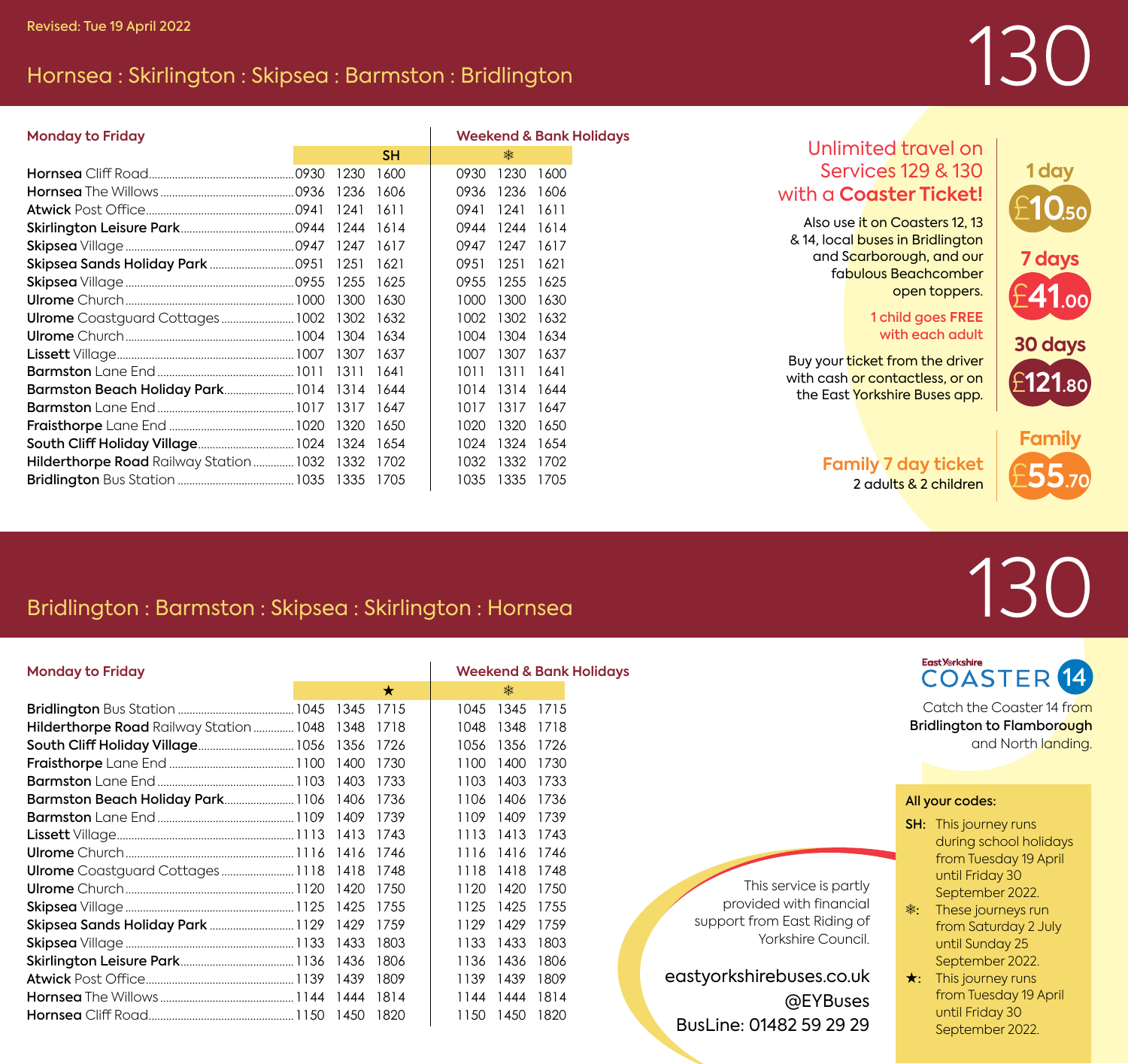Revised: Tue 19 April 2022

# 130

## Hornsea : Skirlington : Skipsea : Barmston : Bridlington

| | Monday to Friday | | | Weekend & Bank Holidays | | |
|---|---|---|---|---|---|---|
| | | | SH | ❄ | | |
| **Hornsea** Cliff Road | 0930 | 1230 | 1600 | 0930 | 1230 | 1600 |
| **Hornsea** The Willows | 0936 | 1236 | 1606 | 0936 | 1236 | 1606 |
| **Atwick** Post Office | 0941 | 1241 | 1611 | 0941 | 1241 | 1611 |
| **Skirlington Leisure Park** | 0944 | 1244 | 1614 | 0944 | 1244 | 1614 |
| **Skipsea** Village | 0947 | 1247 | 1617 | 0947 | 1247 | 1617 |
| **Skipsea Sands Holiday Park** | 0951 | 1251 | 1621 | 0951 | 1251 | 1621 |
| **Skipsea** Village | 0955 | 1255 | 1625 | 0955 | 1255 | 1625 |
| **Ulrome** Church | 1000 | 1300 | 1630 | 1000 | 1300 | 1630 |
| **Ulrome** Coastguard Cottages | 1002 | 1302 | 1632 | 1002 | 1302 | 1632 |
| **Ulrome** Church | 1004 | 1304 | 1634 | 1004 | 1304 | 1634 |
| **Lissett** Village | 1007 | 1307 | 1637 | 1007 | 1307 | 1637 |
| **Barmston** Lane End | 1011 | 1311 | 1641 | 1011 | 1311 | 1641 |
| **Barmston Beach Holiday Park** | 1014 | 1314 | 1644 | 1014 | 1314 | 1644 |
| **Barmston** Lane End | 1017 | 1317 | 1647 | 1017 | 1317 | 1647 |
| **Fraisthorpe** Lane End | 1020 | 1320 | 1650 | 1020 | 1320 | 1650 |
| **South Cliff Holiday Village** | 1024 | 1324 | 1654 | 1024 | 1324 | 1654 |
| **Hilderthorpe Road** Railway Station | 1032 | 1332 | 1702 | 1032 | 1332 | 1702 |
| **Bridlington** Bus Station | 1035 | 1335 | 1705 | 1035 | 1335 | 1705 |

Unlimited travel on Services 129 & 130 with a **Coaster Ticket!**

Also use it on Coasters 12, 13 & 14, local buses in Bridlington and Scarborough, and our fabulous Beachcomber open toppers.

1 child goes FREE with each adult

Buy your ticket from the driver with cash or contactless, or on the East Yorkshire Buses app.

- **1 day** £10.50
- **7 days** £41.00
- **30 days** £121.80

**Family 7 day ticket** – 2 adults & 2 children – **Family** £55.70

# 130

## Bridlington : Barmston : Skipsea : Skirlington : Hornsea

| | Monday to Friday | | | Weekend & Bank Holidays | | |
|---|---|---|---|---|---|---|
| | | | ★ | ❄ | | |
| **Bridlington** Bus Station | 1045 | 1345 | 1715 | 1045 | 1345 | 1715 |
| **Hilderthorpe Road** Railway Station | 1048 | 1348 | 1718 | 1048 | 1348 | 1718 |
| **South Cliff Holiday Village** | 1056 | 1356 | 1726 | 1056 | 1356 | 1726 |
| **Fraisthorpe** Lane End | 1100 | 1400 | 1730 | 1100 | 1400 | 1730 |
| **Barmston** Lane End | 1103 | 1403 | 1733 | 1103 | 1403 | 1733 |
| **Barmston Beach Holiday Park** | 1106 | 1406 | 1736 | 1106 | 1406 | 1736 |
| **Barmston** Lane End | 1109 | 1409 | 1739 | 1109 | 1409 | 1739 |
| **Lissett** Village | 1113 | 1413 | 1743 | 1113 | 1413 | 1743 |
| **Ulrome** Church | 1116 | 1416 | 1746 | 1116 | 1416 | 1746 |
| **Ulrome** Coastguard Cottages | 1118 | 1418 | 1748 | 1118 | 1418 | 1748 |
| **Ulrome** Church | 1120 | 1420 | 1750 | 1120 | 1420 | 1750 |
| **Skipsea** Village | 1125 | 1425 | 1755 | 1125 | 1425 | 1755 |
| **Skipsea Sands Holiday Park** | 1129 | 1429 | 1759 | 1129 | 1429 | 1759 |
| **Skipsea** Village | 1133 | 1433 | 1803 | 1133 | 1433 | 1803 |
| **Skirlington Leisure Park** | 1136 | 1436 | 1806 | 1136 | 1436 | 1806 |
| **Atwick** Post Office | 1139 | 1439 | 1809 | 1139 | 1439 | 1809 |
| **Hornsea** The Willows | 1144 | 1444 | 1814 | 1144 | 1444 | 1814 |
| **Hornsea** Cliff Road | 1150 | 1450 | 1820 | 1150 | 1450 | 1820 |

East Yorkshire COASTER 14

Catch the Coaster 14 from **Bridlington to Flamborough** and North landing.

This service is partly provided with financial support from East Riding of Yorkshire Council.

eastyorkshirebuses.co.uk
@EYBuses
BusLine: 01482 59 29 29

**All your codes:**

- **SH:** This journey runs during school holidays from Tuesday 19 April until Friday 30 September 2022.
- **❄:** These journeys run from Saturday 2 July until Sunday 25 September 2022.
- **★:** This journey runs from Tuesday 19 April until Friday 30 September 2022.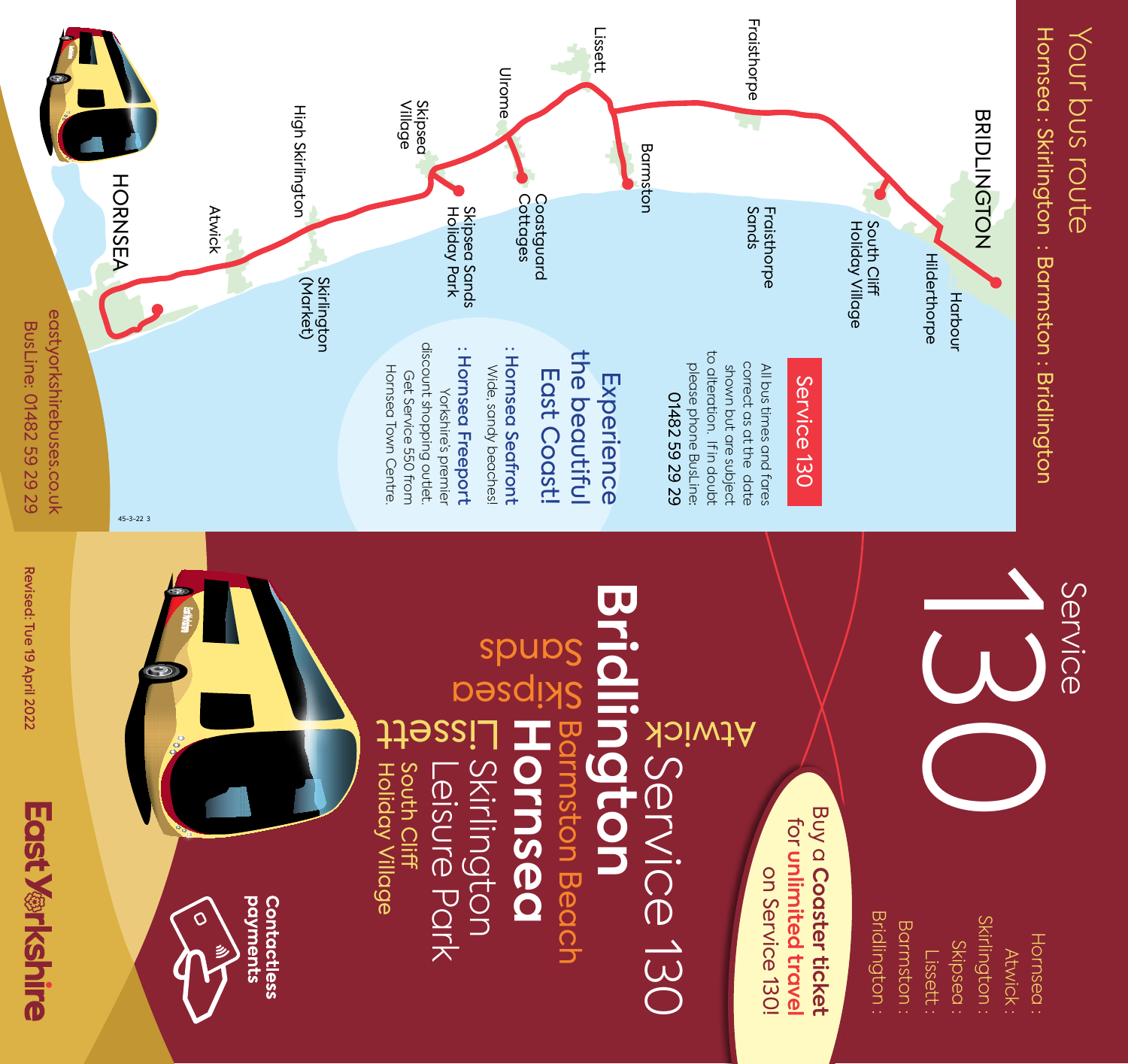# Your bus route

Hornsea : Skirlington : Barmston : Bridlington

BRIDLINGTON

Harbour

Hilderthorpe

South Cliff Holiday Village

Fraisthorpe Sands

Fraisthorpe

Barmston

Lissett

Coastguard Cottages

Ulrome

Skipsea Sands Holiday Park

Skipsea Village

High Skirlington

Skirlington (Market)

Atwick

HORNSEA

**Service 130**

All bus times and fares correct as at the date shown but are subject to alteration. If in doubt please phone BusLine: 01482 59 29 29

## Experience the beautiful East Coast!

**: Hornsea Seafront**
Wide, sandy beaches!

**: Hornsea Freeport**
Yorkshire's premier discount shopping outlet. Get Service 550 from Hornsea Town Centre.

eastyorkshirebuses.co.uk
BusLine: 01482 59 29 29

45-3-22 3

# Service 130

Hornsea :
Atwick :
Skirlington :
Skipsea :
Lissett :
Barmston :
Bridlington :

Buy a **Coaster ticket** for **unlimited travel** on Service 130!

Service 130
Atwick
**Bridlington**
Barmston Beach
**Hornsea**
Skipsea Sands
Skirlington Leisure Park
Lissett
South Cliff Holiday Village

**Contactless payments**

Revised: Tue 19 April 2022

East Yorkshire